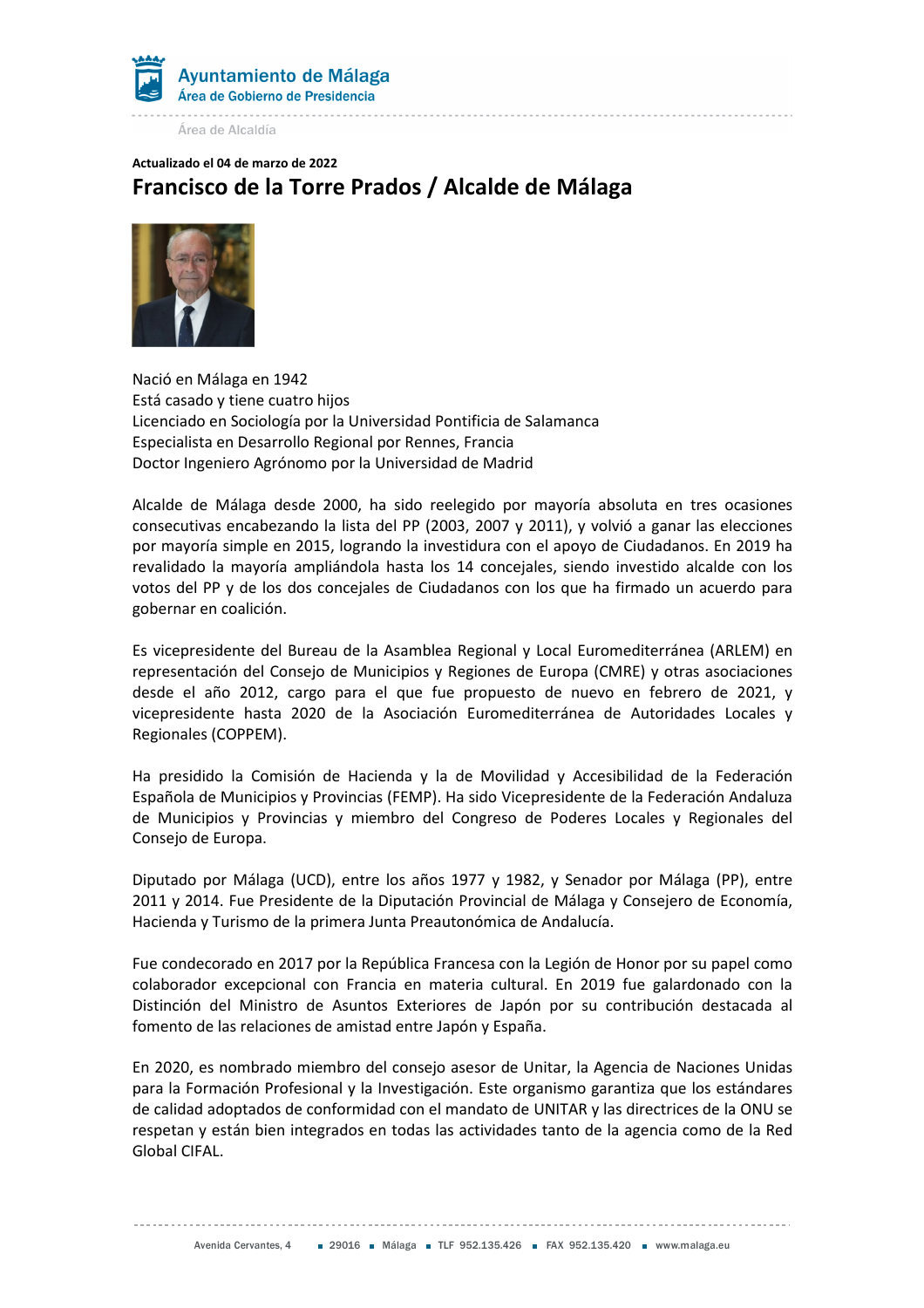Ayuntamiento de Málaga
Área de Gobierno de Presidencia

Área de Alcaldía

**Actualizado el 04 de marzo de 2022**

# Francisco de la Torre Prados / Alcalde de Málaga

Nació en Málaga en 1942
Está casado y tiene cuatro hijos
Licenciado en Sociología por la Universidad Pontificia de Salamanca
Especialista en Desarrollo Regional por Rennes, Francia
Doctor Ingeniero Agrónomo por la Universidad de Madrid

Alcalde de Málaga desde 2000, ha sido reelegido por mayoría absoluta en tres ocasiones consecutivas encabezando la lista del PP (2003, 2007 y 2011), y volvió a ganar las elecciones por mayoría simple en 2015, logrando la investidura con el apoyo de Ciudadanos. En 2019 ha revalidado la mayoría ampliándola hasta los 14 concejales, siendo investido alcalde con los votos del PP y de los dos concejales de Ciudadanos con los que ha firmado un acuerdo para gobernar en coalición.

Es vicepresidente del Bureau de la Asamblea Regional y Local Euromediterránea (ARLEM) en representación del Consejo de Municipios y Regiones de Europa (CMRE) y otras asociaciones desde el año 2012, cargo para el que fue propuesto de nuevo en febrero de 2021, y vicepresidente hasta 2020 de la Asociación Euromediterránea de Autoridades Locales y Regionales (COPPEM).

Ha presidido la Comisión de Hacienda y la de Movilidad y Accesibilidad de la Federación Española de Municipios y Provincias (FEMP). Ha sido Vicepresidente de la Federación Andaluza de Municipios y Provincias y miembro del Congreso de Poderes Locales y Regionales del Consejo de Europa.

Diputado por Málaga (UCD), entre los años 1977 y 1982, y Senador por Málaga (PP), entre 2011 y 2014. Fue Presidente de la Diputación Provincial de Málaga y Consejero de Economía, Hacienda y Turismo de la primera Junta Preautonómica de Andalucía.

Fue condecorado en 2017 por la República Francesa con la Legión de Honor por su papel como colaborador excepcional con Francia en materia cultural. En 2019 fue galardonado con la Distinción del Ministro de Asuntos Exteriores de Japón por su contribución destacada al fomento de las relaciones de amistad entre Japón y España.

En 2020, es nombrado miembro del consejo asesor de Unitar, la Agencia de Naciones Unidas para la Formación Profesional y la Investigación. Este organismo garantiza que los estándares de calidad adoptados de conformidad con el mandato de UNITAR y las directrices de la ONU se respetan y están bien integrados en todas las actividades tanto de la agencia como de la Red Global CIFAL.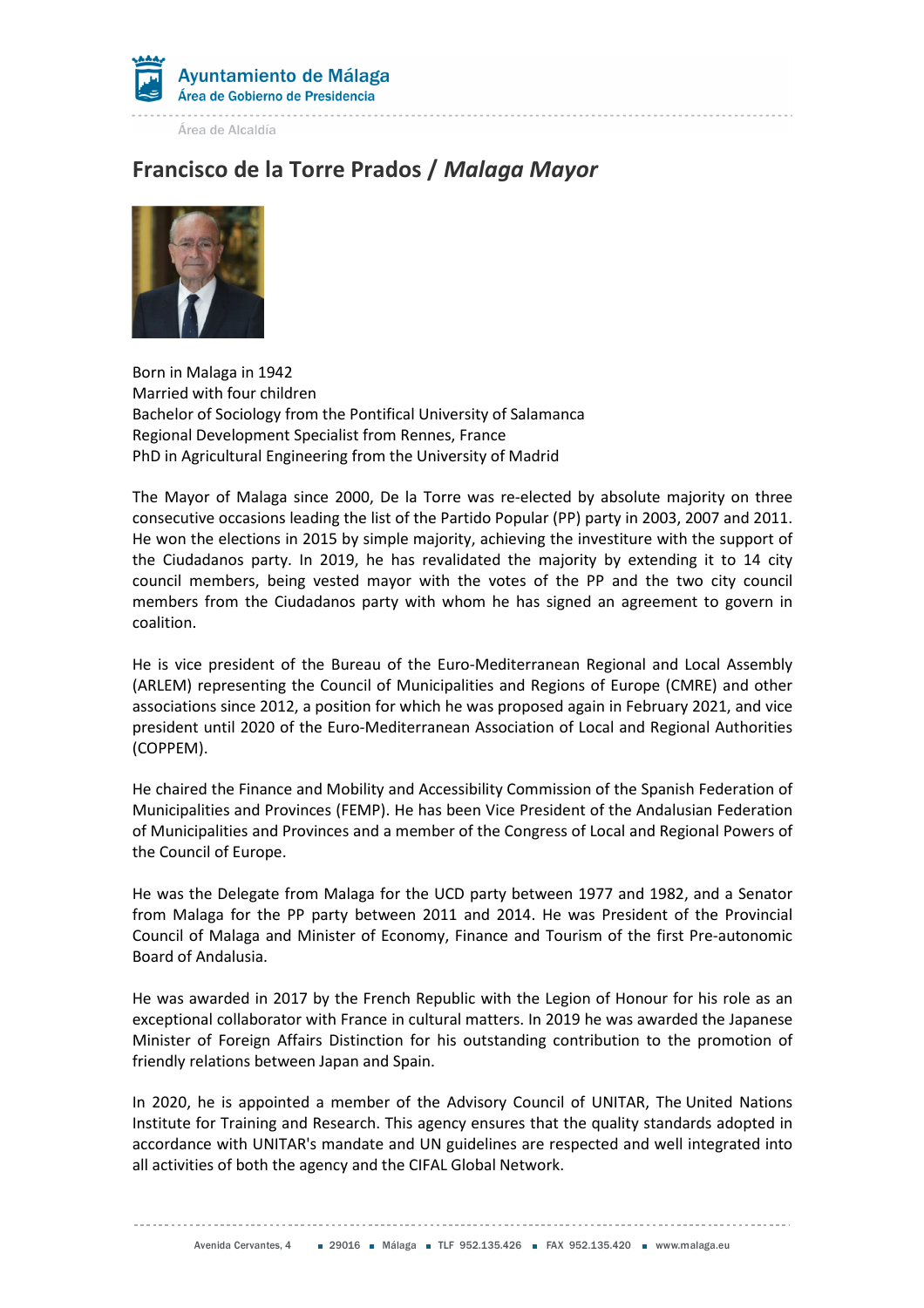Ayuntamiento de Málaga
Área de Gobierno de Presidencia

Área de Alcaldía

# Francisco de la Torre Prados / *Malaga Mayor*

Born in Malaga in 1942
Married with four children
Bachelor of Sociology from the Pontifical University of Salamanca
Regional Development Specialist from Rennes, France
PhD in Agricultural Engineering from the University of Madrid

The Mayor of Malaga since 2000, De la Torre was re-elected by absolute majority on three consecutive occasions leading the list of the Partido Popular (PP) party in 2003, 2007 and 2011. He won the elections in 2015 by simple majority, achieving the investiture with the support of the Ciudadanos party. In 2019, he has revalidated the majority by extending it to 14 city council members, being vested mayor with the votes of the PP and the two city council members from the Ciudadanos party with whom he has signed an agreement to govern in coalition.

He is vice president of the Bureau of the Euro-Mediterranean Regional and Local Assembly (ARLEM) representing the Council of Municipalities and Regions of Europe (CMRE) and other associations since 2012, a position for which he was proposed again in February 2021, and vice president until 2020 of the Euro-Mediterranean Association of Local and Regional Authorities (COPPEM).

He chaired the Finance and Mobility and Accessibility Commission of the Spanish Federation of Municipalities and Provinces (FEMP). He has been Vice President of the Andalusian Federation of Municipalities and Provinces and a member of the Congress of Local and Regional Powers of the Council of Europe.

He was the Delegate from Malaga for the UCD party between 1977 and 1982, and a Senator from Malaga for the PP party between 2011 and 2014. He was President of the Provincial Council of Malaga and Minister of Economy, Finance and Tourism of the first Pre-autonomic Board of Andalusia.

He was awarded in 2017 by the French Republic with the Legion of Honour for his role as an exceptional collaborator with France in cultural matters. In 2019 he was awarded the Japanese Minister of Foreign Affairs Distinction for his outstanding contribution to the promotion of friendly relations between Japan and Spain.

In 2020, he is appointed a member of the Advisory Council of UNITAR, The United Nations Institute for Training and Research. This agency ensures that the quality standards adopted in accordance with UNITAR's mandate and UN guidelines are respected and well integrated into all activities of both the agency and the CIFAL Global Network.

Avenida Cervantes, 4 ▪ 29016 ▪ Málaga ▪ TLF 952.135.426 ▪ FAX 952.135.420 ▪ www.malaga.eu